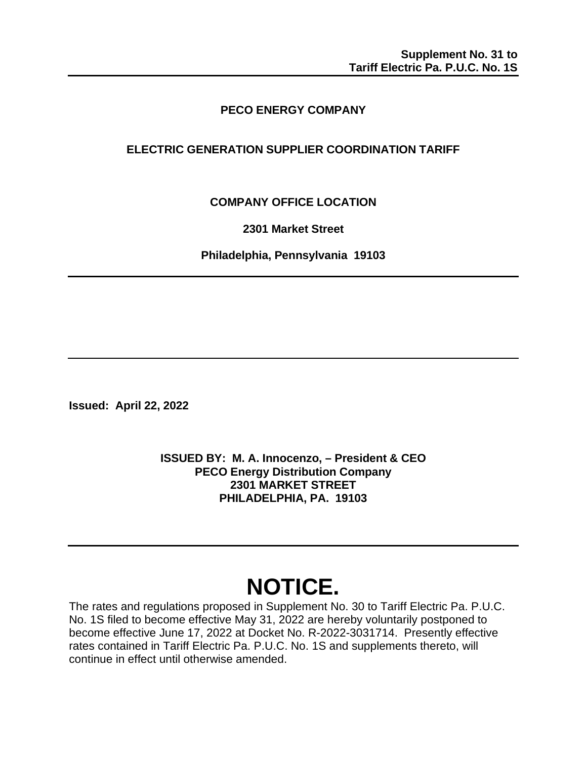**Supplement No. 31 to**
**Tariff Electric Pa. P.U.C. No. 1S**

---

# PECO ENERGY COMPANY

## ELECTRIC GENERATION SUPPLIER COORDINATION TARIFF

**COMPANY OFFICE LOCATION**

**2301 Market Street**

**Philadelphia, Pennsylvania 19103**

---

---

**Issued: April 22, 2022**

**ISSUED BY: M. A. Innocenzo, – President & CEO**
**PECO Energy Distribution Company**
**2301 MARKET STREET**
**PHILADELPHIA, PA. 19103**

---

# NOTICE.

The rates and regulations proposed in Supplement No. 30 to Tariff Electric Pa. P.U.C. No. 1S filed to become effective May 31, 2022 are hereby voluntarily postponed to become effective June 17, 2022 at Docket No. R-2022-3031714. Presently effective rates contained in Tariff Electric Pa. P.U.C. No. 1S and supplements thereto, will continue in effect until otherwise amended.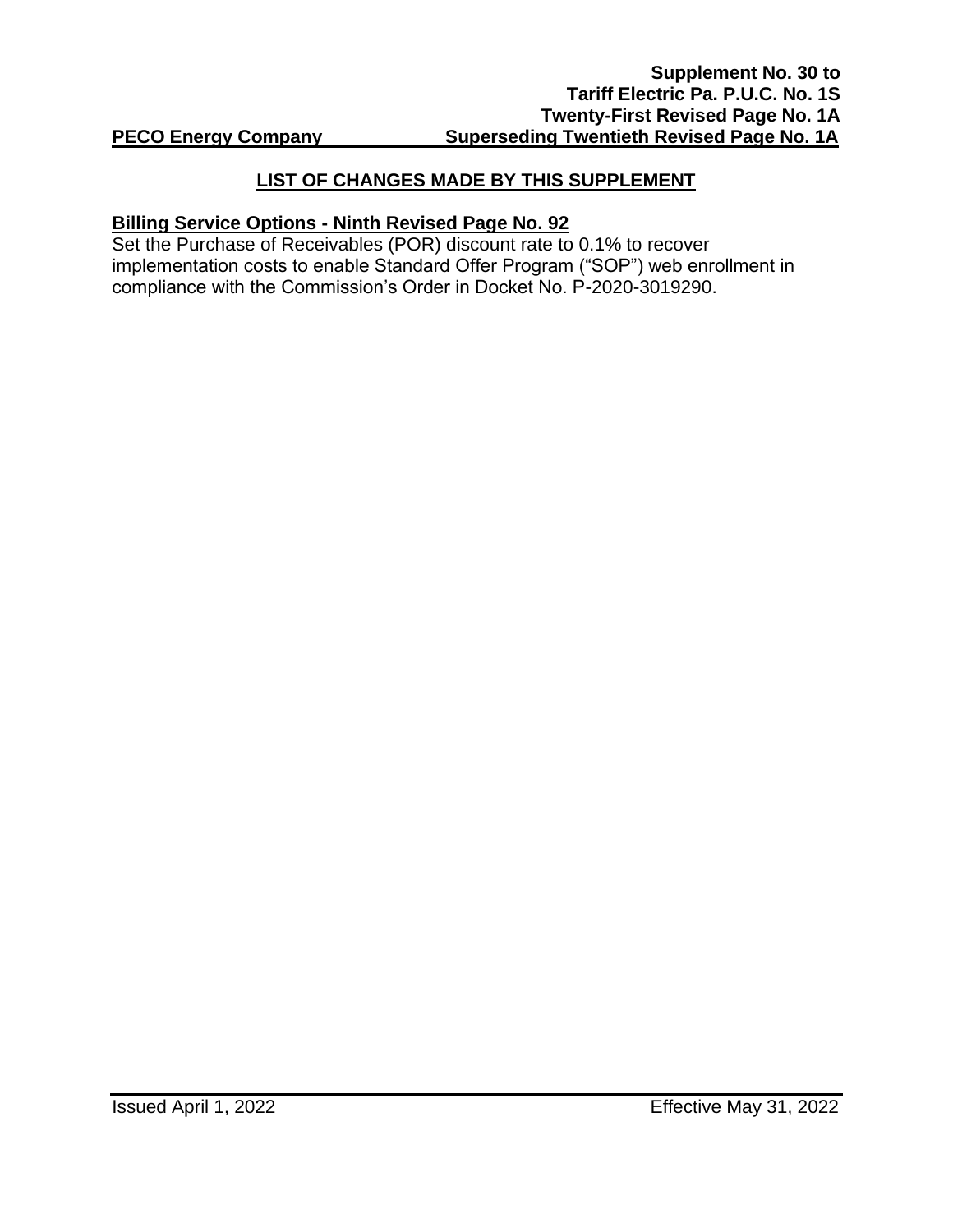**Supplement No. 30 to**
**Tariff Electric Pa. P.U.C. No. 1S**
**Twenty-First Revised Page No. 1A**
**PECO Energy Company** **Superseding Twentieth Revised Page No. 1A**

## LIST OF CHANGES MADE BY THIS SUPPLEMENT

**Billing Service Options - Ninth Revised Page No. 92**

Set the Purchase of Receivables (POR) discount rate to 0.1% to recover implementation costs to enable Standard Offer Program ("SOP") web enrollment in compliance with the Commission's Order in Docket No. P-2020-3019290.

Issued April 1, 2022 Effective May 31, 2022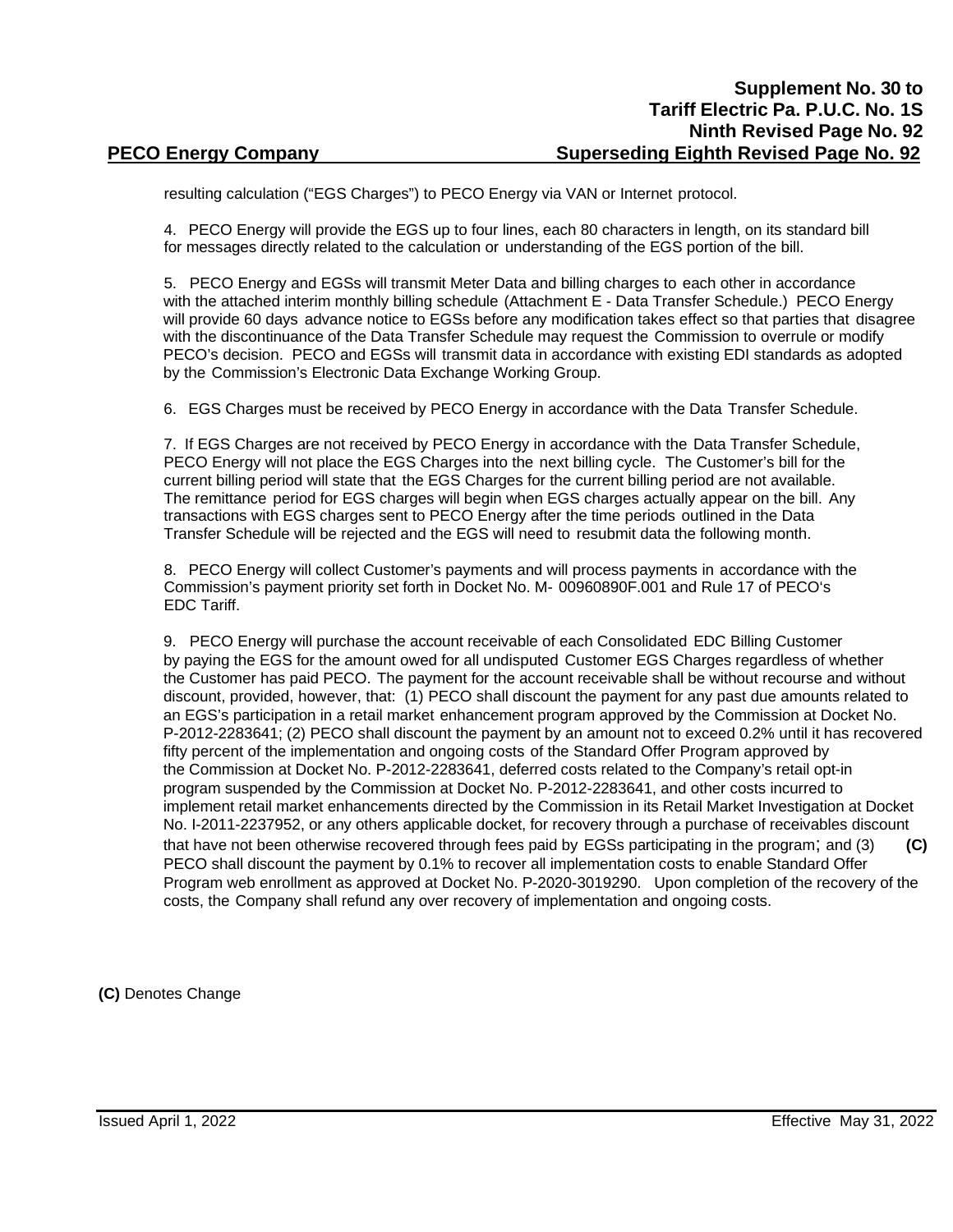resulting calculation ("EGS Charges") to PECO Energy via VAN or Internet protocol.

4. PECO Energy will provide the EGS up to four lines, each 80 characters in length, on its standard bill for messages directly related to the calculation or understanding of the EGS portion of the bill.

5. PECO Energy and EGSs will transmit Meter Data and billing charges to each other in accordance with the attached interim monthly billing schedule (Attachment E - Data Transfer Schedule.) PECO Energy will provide 60 days advance notice to EGSs before any modification takes effect so that parties that disagree with the discontinuance of the Data Transfer Schedule may request the Commission to overrule or modify PECO's decision. PECO and EGSs will transmit data in accordance with existing EDI standards as adopted by the Commission's Electronic Data Exchange Working Group.

6. EGS Charges must be received by PECO Energy in accordance with the Data Transfer Schedule.

7. If EGS Charges are not received by PECO Energy in accordance with the Data Transfer Schedule, PECO Energy will not place the EGS Charges into the next billing cycle. The Customer's bill for the current billing period will state that the EGS Charges for the current billing period are not available. The remittance period for EGS charges will begin when EGS charges actually appear on the bill. Any transactions with EGS charges sent to PECO Energy after the time periods outlined in the Data Transfer Schedule will be rejected and the EGS will need to resubmit data the following month.

8. PECO Energy will collect Customer's payments and will process payments in accordance with the Commission's payment priority set forth in Docket No. M- 00960890F.001 and Rule 17 of PECO's EDC Tariff.

9. PECO Energy will purchase the account receivable of each Consolidated EDC Billing Customer by paying the EGS for the amount owed for all undisputed Customer EGS Charges regardless of whether the Customer has paid PECO. The payment for the account receivable shall be without recourse and without discount, provided, however, that: (1) PECO shall discount the payment for any past due amounts related to an EGS's participation in a retail market enhancement program approved by the Commission at Docket No. P-2012-2283641; (2) PECO shall discount the payment by an amount not to exceed 0.2% until it has recovered fifty percent of the implementation and ongoing costs of the Standard Offer Program approved by the Commission at Docket No. P-2012-2283641, deferred costs related to the Company's retail opt-in program suspended by the Commission at Docket No. P-2012-2283641, and other costs incurred to implement retail market enhancements directed by the Commission in its Retail Market Investigation at Docket No. I-2011-2237952, or any others applicable docket, for recovery through a purchase of receivables discount that have not been otherwise recovered through fees paid by EGSs participating in the program; and (3) **(C)** PECO shall discount the payment by 0.1% to recover all implementation costs to enable Standard Offer Program web enrollment as approved at Docket No. P-2020-3019290. Upon completion of the recovery of the costs, the Company shall refund any over recovery of implementation and ongoing costs.

**(C)** Denotes Change